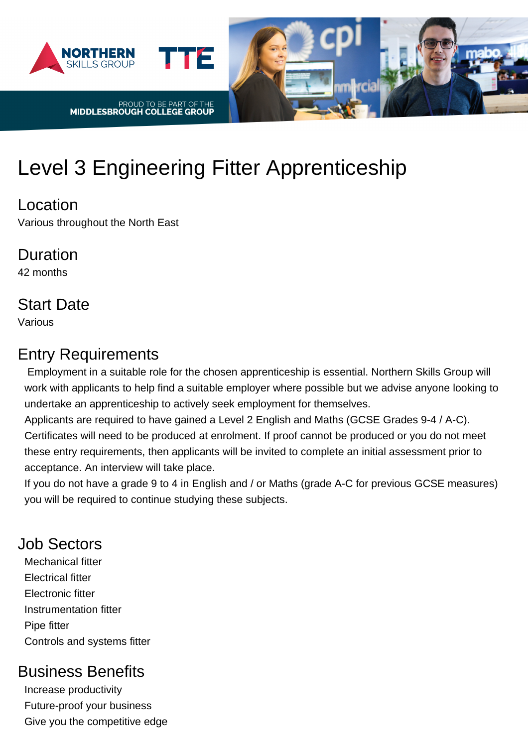NORTHERN SKILLS GROUP

TTE

PROUD TO BE PART OF THE
MIDDLESBROUGH COLLEGE GROUP

# Level 3 Engineering Fitter Apprenticeship

## Location

Various throughout the North East

## Duration

42 months

## Start Date

Various

## Entry Requirements

Employment in a suitable role for the chosen apprenticeship is essential. Northern Skills Group will work with applicants to help find a suitable employer where possible but we advise anyone looking to undertake an apprenticeship to actively seek employment for themselves.

Applicants are required to have gained a Level 2 English and Maths (GCSE Grades 9-4 / A-C). Certificates will need to be produced at enrolment. If proof cannot be produced or you do not meet these entry requirements, then applicants will be invited to complete an initial assessment prior to acceptance. An interview will take place.

If you do not have a grade 9 to 4 in English and / or Maths (grade A-C for previous GCSE measures) you will be required to continue studying these subjects.

## Job Sectors

Mechanical fitter
Electrical fitter
Electronic fitter
Instrumentation fitter
Pipe fitter
Controls and systems fitter

## Business Benefits

Increase productivity
Future-proof your business
Give you the competitive edge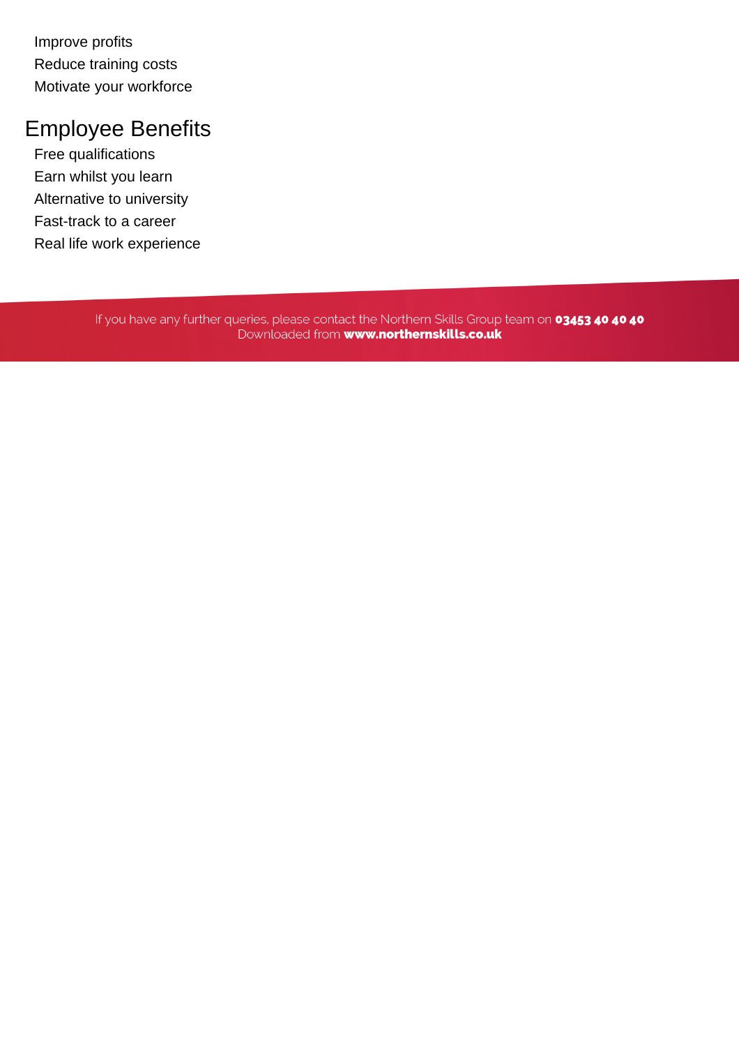- Improve profits
- Reduce training costs
- Motivate your workforce

## Employee Benefits

- Free qualifications
- Earn whilst you learn
- Alternative to university
- Fast-track to a career
- Real life work experience

If you have any further queries, please contact the Northern Skills Group team on **03453 40 40 40**
Downloaded from **www.northernskills.co.uk**